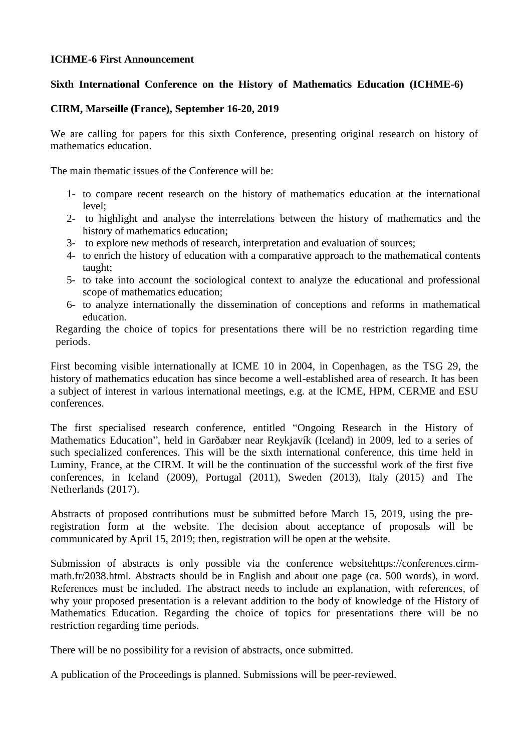**ICHME-6 First Announcement**

**Sixth International Conference on the History of Mathematics Education (ICHME-6)**

**CIRM, Marseille (France), September 16-20, 2019**

We are calling for papers for this sixth Conference, presenting original research on history of mathematics education.

The main thematic issues of the Conference will be:

1- to compare recent research on the history of mathematics education at the international level;
2- to highlight and analyse the interrelations between the history of mathematics and the history of mathematics education;
3- to explore new methods of research, interpretation and evaluation of sources;
4- to enrich the history of education with a comparative approach to the mathematical contents taught;
5- to take into account the sociological context to analyze the educational and professional scope of mathematics education;
6- to analyze internationally the dissemination of conceptions and reforms in mathematical education.

Regarding the choice of topics for presentations there will be no restriction regarding time periods.

First becoming visible internationally at ICME 10 in 2004, in Copenhagen, as the TSG 29, the history of mathematics education has since become a well-established area of research. It has been a subject of interest in various international meetings, e.g. at the ICME, HPM, CERME and ESU conferences.

The first specialised research conference, entitled "Ongoing Research in the History of Mathematics Education", held in Garðabær near Reykjavík (Iceland) in 2009, led to a series of such specialized conferences. This will be the sixth international conference, this time held in Luminy, France, at the CIRM. It will be the continuation of the successful work of the first five conferences, in Iceland (2009), Portugal (2011), Sweden (2013), Italy (2015) and The Netherlands (2017).

Abstracts of proposed contributions must be submitted before March 15, 2019, using the pre-registration form at the website. The decision about acceptance of proposals will be communicated by April 15, 2019; then, registration will be open at the website.

Submission of abstracts is only possible via the conference websitehttps://conferences.cirm-math.fr/2038.html. Abstracts should be in English and about one page (ca. 500 words), in word. References must be included. The abstract needs to include an explanation, with references, of why your proposed presentation is a relevant addition to the body of knowledge of the History of Mathematics Education. Regarding the choice of topics for presentations there will be no restriction regarding time periods.

There will be no possibility for a revision of abstracts, once submitted.

A publication of the Proceedings is planned. Submissions will be peer-reviewed.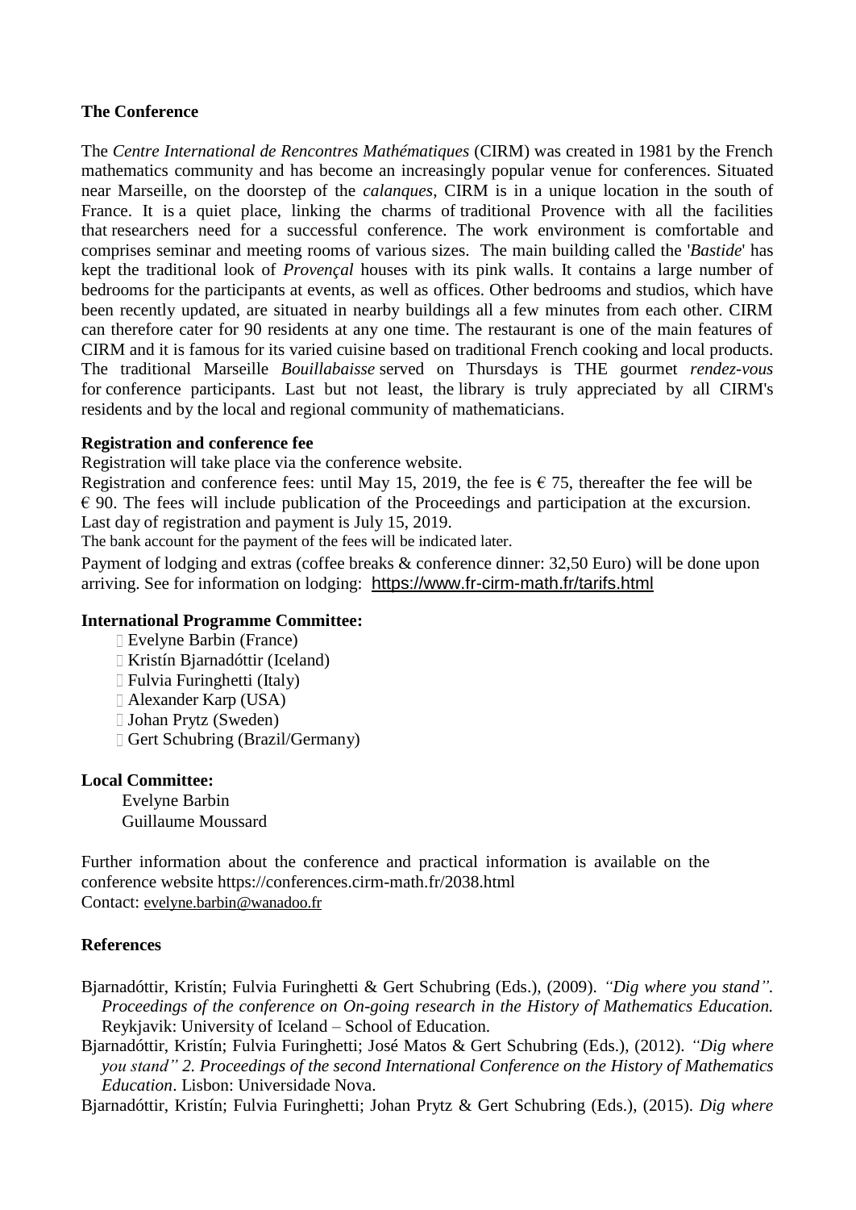**The Conference**

The *Centre International de Rencontres Mathématiques* (CIRM) was created in 1981 by the French mathematics community and has become an increasingly popular venue for conferences. Situated near Marseille, on the doorstep of the *calanques*, CIRM is in a unique location in the south of France. It is a quiet place, linking the charms of traditional Provence with all the facilities that researchers need for a successful conference. The work environment is comfortable and comprises seminar and meeting rooms of various sizes. The main building called the '*Bastide*' has kept the traditional look of *Provençal* houses with its pink walls. It contains a large number of bedrooms for the participants at events, as well as offices. Other bedrooms and studios, which have been recently updated, are situated in nearby buildings all a few minutes from each other. CIRM can therefore cater for 90 residents at any one time. The restaurant is one of the main features of CIRM and it is famous for its varied cuisine based on traditional French cooking and local products. The traditional Marseille *Bouillabaisse* served on Thursdays is THE gourmet *rendez-vous* for conference participants. Last but not least, the library is truly appreciated by all CIRM's residents and by the local and regional community of mathematicians.

**Registration and conference fee**

Registration will take place via the conference website.

Registration and conference fees: until May 15, 2019, the fee is € 75, thereafter the fee will be € 90. The fees will include publication of the Proceedings and participation at the excursion. Last day of registration and payment is July 15, 2019.

The bank account for the payment of the fees will be indicated later.

Payment of lodging and extras (coffee breaks & conference dinner: 32,50 Euro) will be done upon arriving. See for information on lodging: https://www.fr-cirm-math.fr/tarifs.html

**International Programme Committee:**

- Evelyne Barbin (France)
- Kristín Bjarnadóttir (Iceland)
- Fulvia Furinghetti (Italy)
- Alexander Karp (USA)
- Johan Prytz (Sweden)
- Gert Schubring (Brazil/Germany)

**Local Committee:**

Evelyne Barbin
Guillaume Moussard

Further information about the conference and practical information is available on the conference website https://conferences.cirm-math.fr/2038.html
Contact: evelyne.barbin@wanadoo.fr

**References**

Bjarnadóttir, Kristín; Fulvia Furinghetti & Gert Schubring (Eds.), (2009). *"Dig where you stand". Proceedings of the conference on On-going research in the History of Mathematics Education.* Reykjavik: University of Iceland – School of Education.

Bjarnadóttir, Kristín; Fulvia Furinghetti; José Matos & Gert Schubring (Eds.), (2012). *"Dig where you stand" 2. Proceedings of the second International Conference on the History of Mathematics Education*. Lisbon: Universidade Nova.

Bjarnadóttir, Kristín; Fulvia Furinghetti; Johan Prytz & Gert Schubring (Eds.), (2015). *Dig where*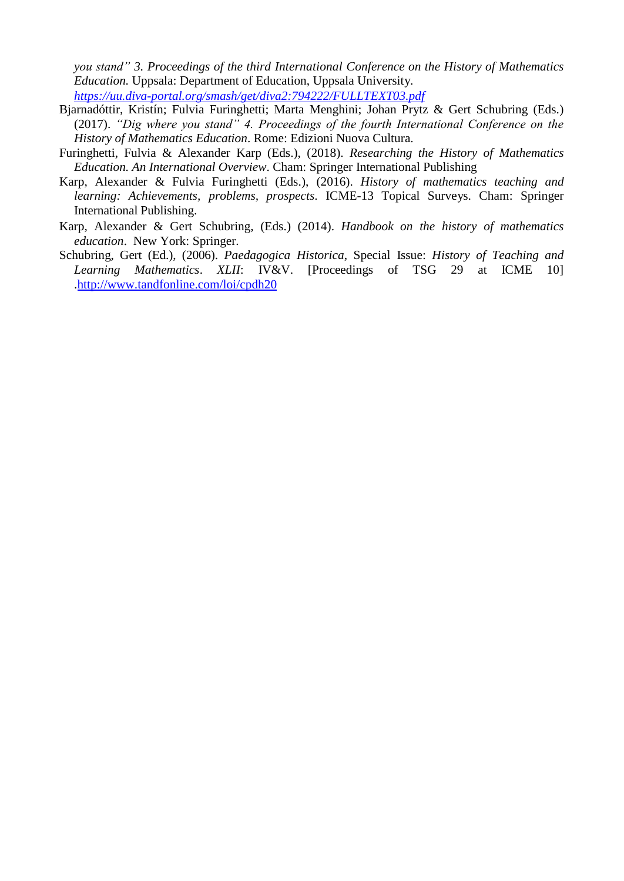*you stand" 3. Proceedings of the third International Conference on the History of Mathematics Education.* Uppsala: Department of Education, Uppsala University. *https://uu.diva-portal.org/smash/get/diva2:794222/FULLTEXT03.pdf*

Bjarnadóttir, Kristín; Fulvia Furinghetti; Marta Menghini; Johan Prytz & Gert Schubring (Eds.) (2017). *"Dig where you stand" 4. Proceedings of the fourth International Conference on the History of Mathematics Education*. Rome: Edizioni Nuova Cultura.

Furinghetti, Fulvia & Alexander Karp (Eds.), (2018). *Researching the History of Mathematics Education. An International Overview*. Cham: Springer International Publishing

Karp, Alexander & Fulvia Furinghetti (Eds.), (2016). *History of mathematics teaching and learning: Achievements, problems, prospects*. ICME-13 Topical Surveys. Cham: Springer International Publishing.

Karp, Alexander & Gert Schubring, (Eds.) (2014). *Handbook on the history of mathematics education*. New York: Springer.

Schubring, Gert (Ed.), (2006). *Paedagogica Historica*, Special Issue: *History of Teaching and Learning Mathematics*. *XLII*: IV&V. [Proceedings of TSG 29 at ICME 10] .http://www.tandfonline.com/loi/cpdh20